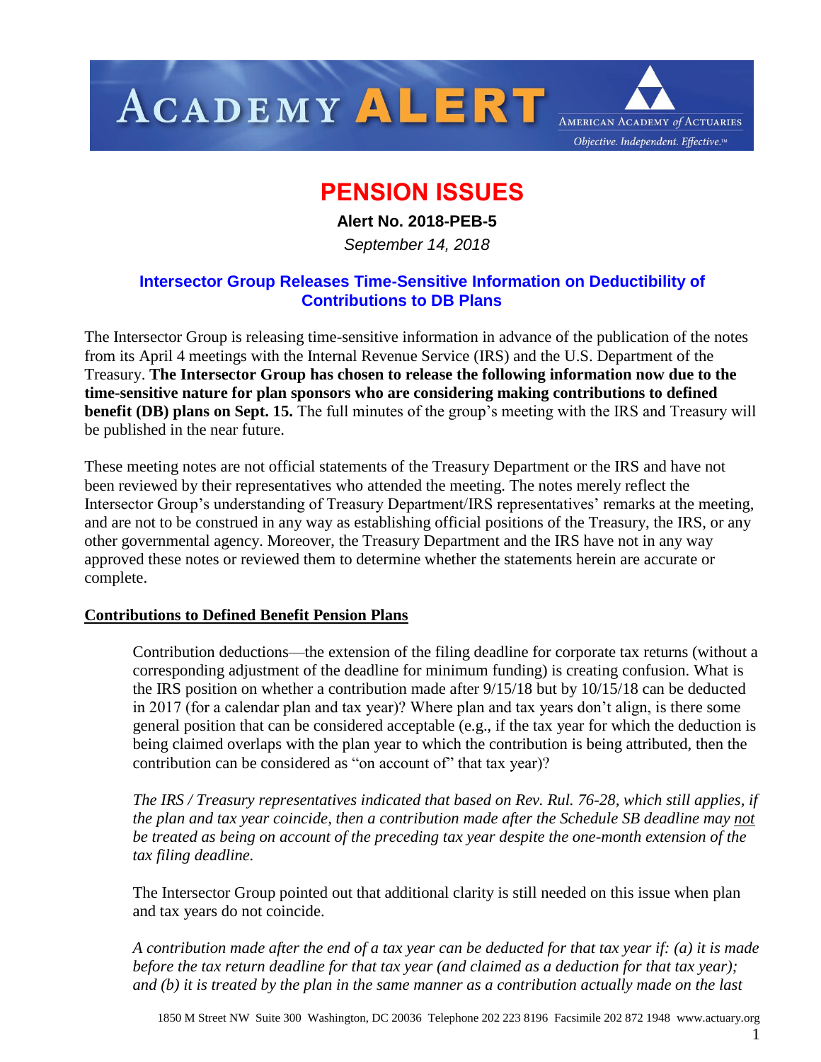ACADEMY **ALERT**

AMERICAN ACADEMY *of* ACTUARIES

*Objective. Independent. Effective.*™

# PENSION ISSUES

**Alert No. 2018-PEB-5**

*September 14, 2018*

## Intersector Group Releases Time-Sensitive Information on Deductibility of Contributions to DB Plans

The Intersector Group is releasing time-sensitive information in advance of the publication of the notes from its April 4 meetings with the Internal Revenue Service (IRS) and the U.S. Department of the Treasury. **The Intersector Group has chosen to release the following information now due to the time-sensitive nature for plan sponsors who are considering making contributions to defined benefit (DB) plans on Sept. 15.** The full minutes of the group's meeting with the IRS and Treasury will be published in the near future.

These meeting notes are not official statements of the Treasury Department or the IRS and have not been reviewed by their representatives who attended the meeting. The notes merely reflect the Intersector Group's understanding of Treasury Department/IRS representatives' remarks at the meeting, and are not to be construed in any way as establishing official positions of the Treasury, the IRS, or any other governmental agency. Moreover, the Treasury Department and the IRS have not in any way approved these notes or reviewed them to determine whether the statements herein are accurate or complete.

### Contributions to Defined Benefit Pension Plans

Contribution deductions—the extension of the filing deadline for corporate tax returns (without a corresponding adjustment of the deadline for minimum funding) is creating confusion. What is the IRS position on whether a contribution made after 9/15/18 but by 10/15/18 can be deducted in 2017 (for a calendar plan and tax year)? Where plan and tax years don't align, is there some general position that can be considered acceptable (e.g., if the tax year for which the deduction is being claimed overlaps with the plan year to which the contribution is being attributed, then the contribution can be considered as "on account of" that tax year)?

*The IRS / Treasury representatives indicated that based on Rev. Rul. 76-28, which still applies, if the plan and tax year coincide, then a contribution made after the Schedule SB deadline may not be treated as being on account of the preceding tax year despite the one-month extension of the tax filing deadline.*

The Intersector Group pointed out that additional clarity is still needed on this issue when plan and tax years do not coincide.

*A contribution made after the end of a tax year can be deducted for that tax year if: (a) it is made before the tax return deadline for that tax year (and claimed as a deduction for that tax year); and (b) it is treated by the plan in the same manner as a contribution actually made on the last*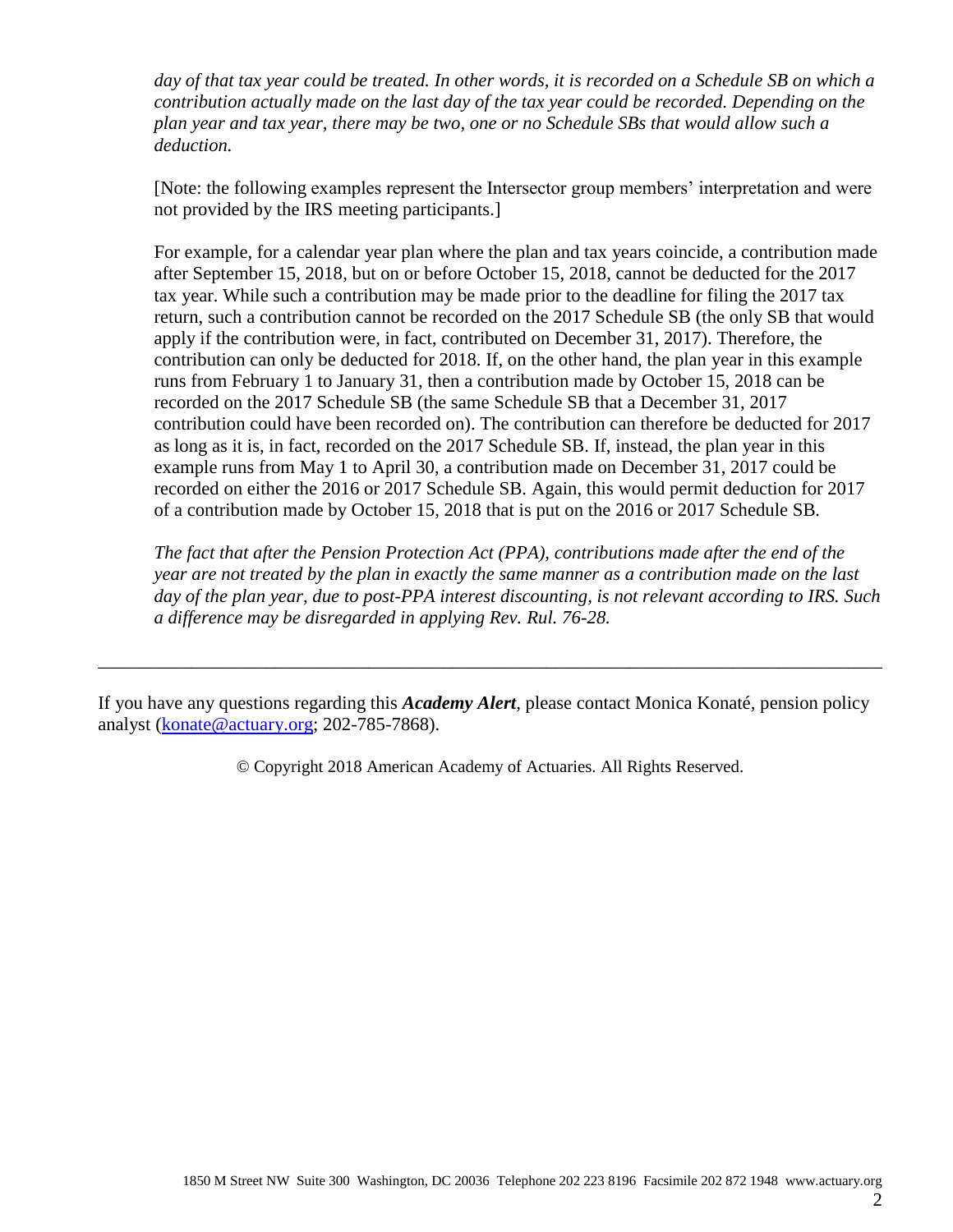*day of that tax year could be treated. In other words, it is recorded on a Schedule SB on which a contribution actually made on the last day of the tax year could be recorded. Depending on the plan year and tax year, there may be two, one or no Schedule SBs that would allow such a deduction.*

[Note: the following examples represent the Intersector group members' interpretation and were not provided by the IRS meeting participants.]

For example, for a calendar year plan where the plan and tax years coincide, a contribution made after September 15, 2018, but on or before October 15, 2018, cannot be deducted for the 2017 tax year. While such a contribution may be made prior to the deadline for filing the 2017 tax return, such a contribution cannot be recorded on the 2017 Schedule SB (the only SB that would apply if the contribution were, in fact, contributed on December 31, 2017). Therefore, the contribution can only be deducted for 2018. If, on the other hand, the plan year in this example runs from February 1 to January 31, then a contribution made by October 15, 2018 can be recorded on the 2017 Schedule SB (the same Schedule SB that a December 31, 2017 contribution could have been recorded on). The contribution can therefore be deducted for 2017 as long as it is, in fact, recorded on the 2017 Schedule SB. If, instead, the plan year in this example runs from May 1 to April 30, a contribution made on December 31, 2017 could be recorded on either the 2016 or 2017 Schedule SB. Again, this would permit deduction for 2017 of a contribution made by October 15, 2018 that is put on the 2016 or 2017 Schedule SB.

*The fact that after the Pension Protection Act (PPA), contributions made after the end of the year are not treated by the plan in exactly the same manner as a contribution made on the last day of the plan year, due to post-PPA interest discounting, is not relevant according to IRS. Such a difference may be disregarded in applying Rev. Rul. 76-28.*

---

If you have any questions regarding this ***Academy Alert***, please contact Monica Konaté, pension policy analyst (konate@actuary.org; 202-785-7868).

© Copyright 2018 American Academy of Actuaries. All Rights Reserved.

1850 M Street NW Suite 300 Washington, DC 20036 Telephone 202 223 8196 Facsimile 202 872 1948 www.actuary.org